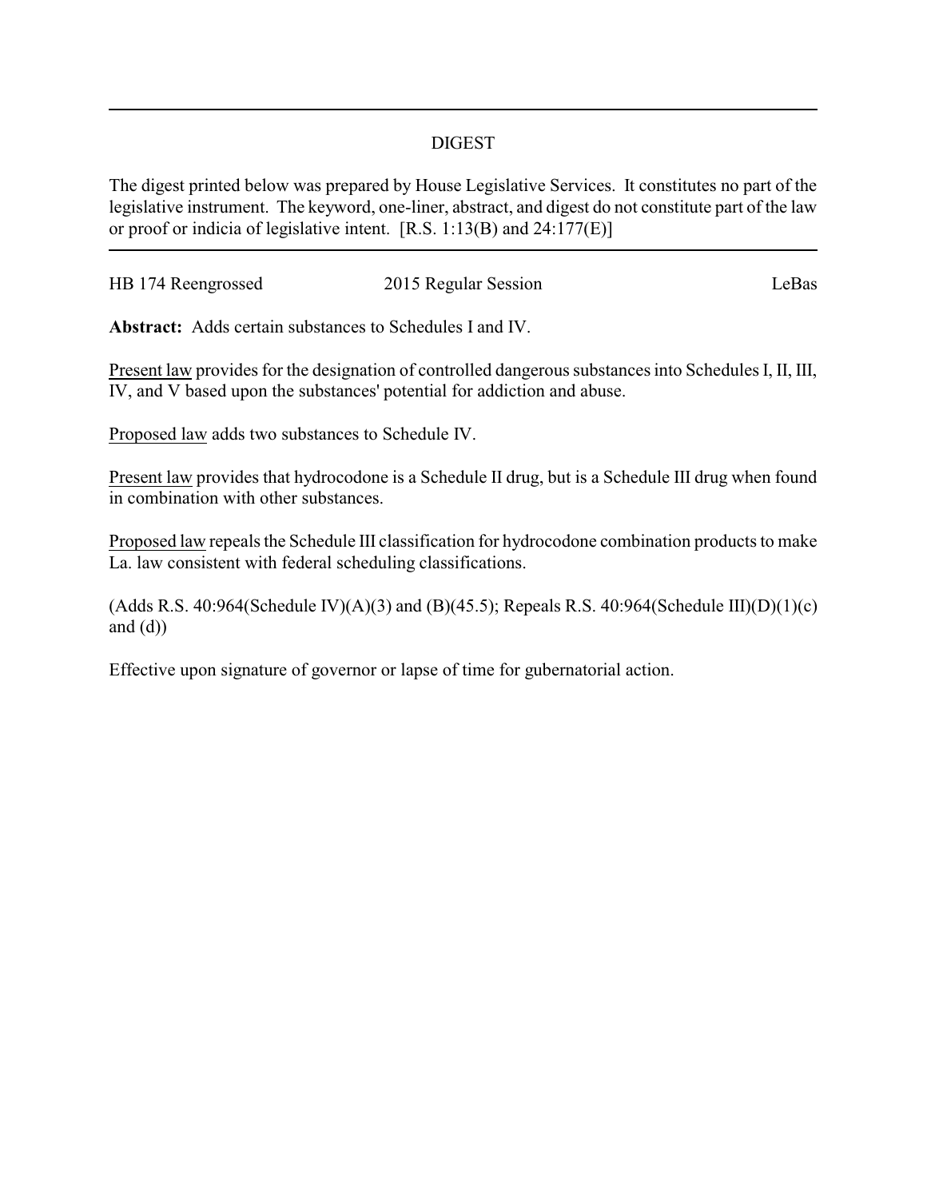## DIGEST

The digest printed below was prepared by House Legislative Services. It constitutes no part of the legislative instrument. The keyword, one-liner, abstract, and digest do not constitute part of the law or proof or indicia of legislative intent. [R.S. 1:13(B) and 24:177(E)]

---

HB 174 Reengrossed 2015 Regular Session LeBas

**Abstract:** Adds certain substances to Schedules I and IV.

Present law provides for the designation of controlled dangerous substances into Schedules I, II, III, IV, and V based upon the substances' potential for addiction and abuse.

Proposed law adds two substances to Schedule IV.

Present law provides that hydrocodone is a Schedule II drug, but is a Schedule III drug when found in combination with other substances.

Proposed law repeals the Schedule III classification for hydrocodone combination products to make La. law consistent with federal scheduling classifications.

(Adds R.S. 40:964(Schedule IV)(A)(3) and (B)(45.5); Repeals R.S. 40:964(Schedule III)(D)(1)(c) and (d))

Effective upon signature of governor or lapse of time for gubernatorial action.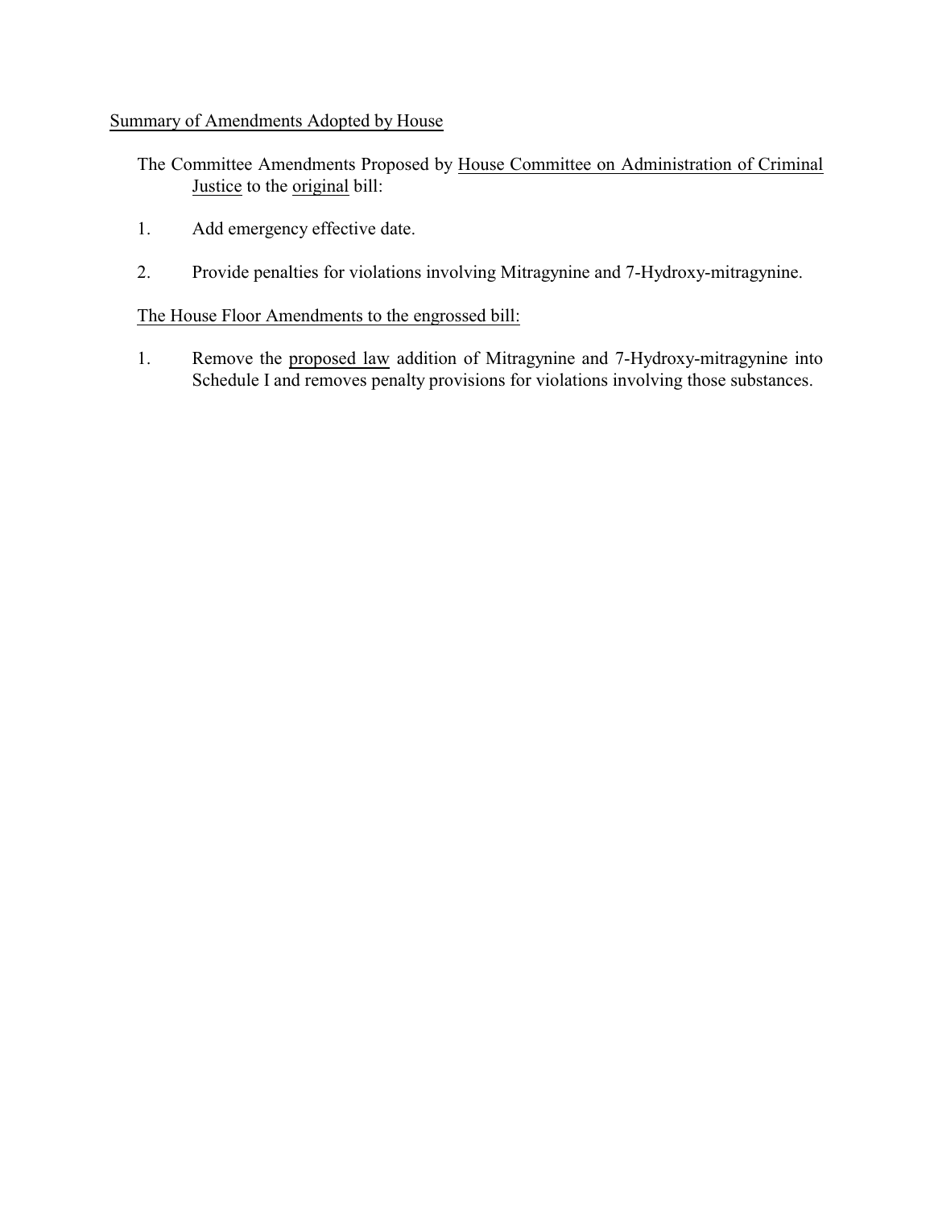Summary of Amendments Adopted by House

The Committee Amendments Proposed by House Committee on Administration of Criminal Justice to the original bill:

1. Add emergency effective date.

2. Provide penalties for violations involving Mitragynine and 7-Hydroxy-mitragynine.

The House Floor Amendments to the engrossed bill:

1. Remove the proposed law addition of Mitragynine and 7-Hydroxy-mitragynine into Schedule I and removes penalty provisions for violations involving those substances.